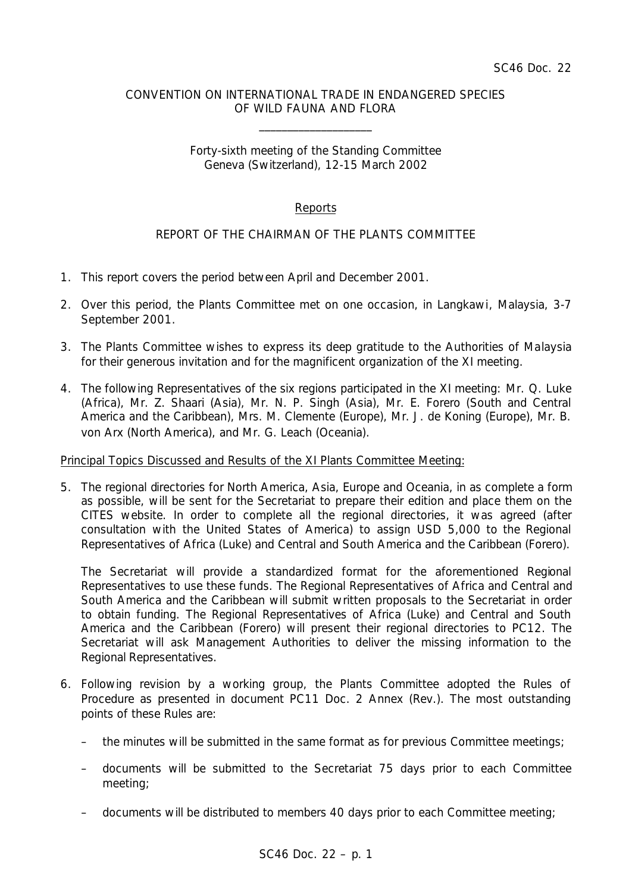SC46 Doc. 22

CONVENTION ON INTERNATIONAL TRADE IN ENDANGERED SPECIES
OF WILD FAUNA AND FLORA

\_\_\_\_\_\_\_\_\_\_\_\_\_\_\_\_\_\_\_\_

Forty-sixth meeting of the Standing Committee
Geneva (Switzerland), 12-15 March 2002

## Reports

## REPORT OF THE CHAIRMAN OF THE PLANTS COMMITTEE

1. This report covers the period between April and December 2001.

2. Over this period, the Plants Committee met on one occasion, in Langkawi, Malaysia, 3-7 September 2001.

3. The Plants Committee wishes to express its deep gratitude to the Authorities of Malaysia for their generous invitation and for the magnificent organization of the XI meeting.

4. The following Representatives of the six regions participated in the XI meeting: Mr. Q. Luke (Africa), Mr. Z. Shaari (Asia), Mr. N. P. Singh (Asia), Mr. E. Forero (South and Central America and the Caribbean), Mrs. M. Clemente (Europe), Mr. J. de Koning (Europe), Mr. B. von Arx (North America), and Mr. G. Leach (Oceania).

Principal Topics Discussed and Results of the XI Plants Committee Meeting:

5. The regional directories for North America, Asia, Europe and Oceania, in as complete a form as possible, will be sent for the Secretariat to prepare their edition and place them on the CITES website. In order to complete all the regional directories, it was agreed (after consultation with the United States of America) to assign USD 5,000 to the Regional Representatives of Africa (Luke) and Central and South America and the Caribbean (Forero).

   The Secretariat will provide a standardized format for the aforementioned Regional Representatives to use these funds. The Regional Representatives of Africa and Central and South America and the Caribbean will submit written proposals to the Secretariat in order to obtain funding. The Regional Representatives of Africa (Luke) and Central and South America and the Caribbean (Forero) will present their regional directories to PC12. The Secretariat will ask Management Authorities to deliver the missing information to the Regional Representatives.

6. Following revision by a working group, the Plants Committee adopted the Rules of Procedure as presented in document PC11 Doc. 2 Annex (Rev.). The most outstanding points of these Rules are:

   – the minutes will be submitted in the same format as for previous Committee meetings;

   – documents will be submitted to the Secretariat 75 days prior to each Committee meeting;

   – documents will be distributed to members 40 days prior to each Committee meeting;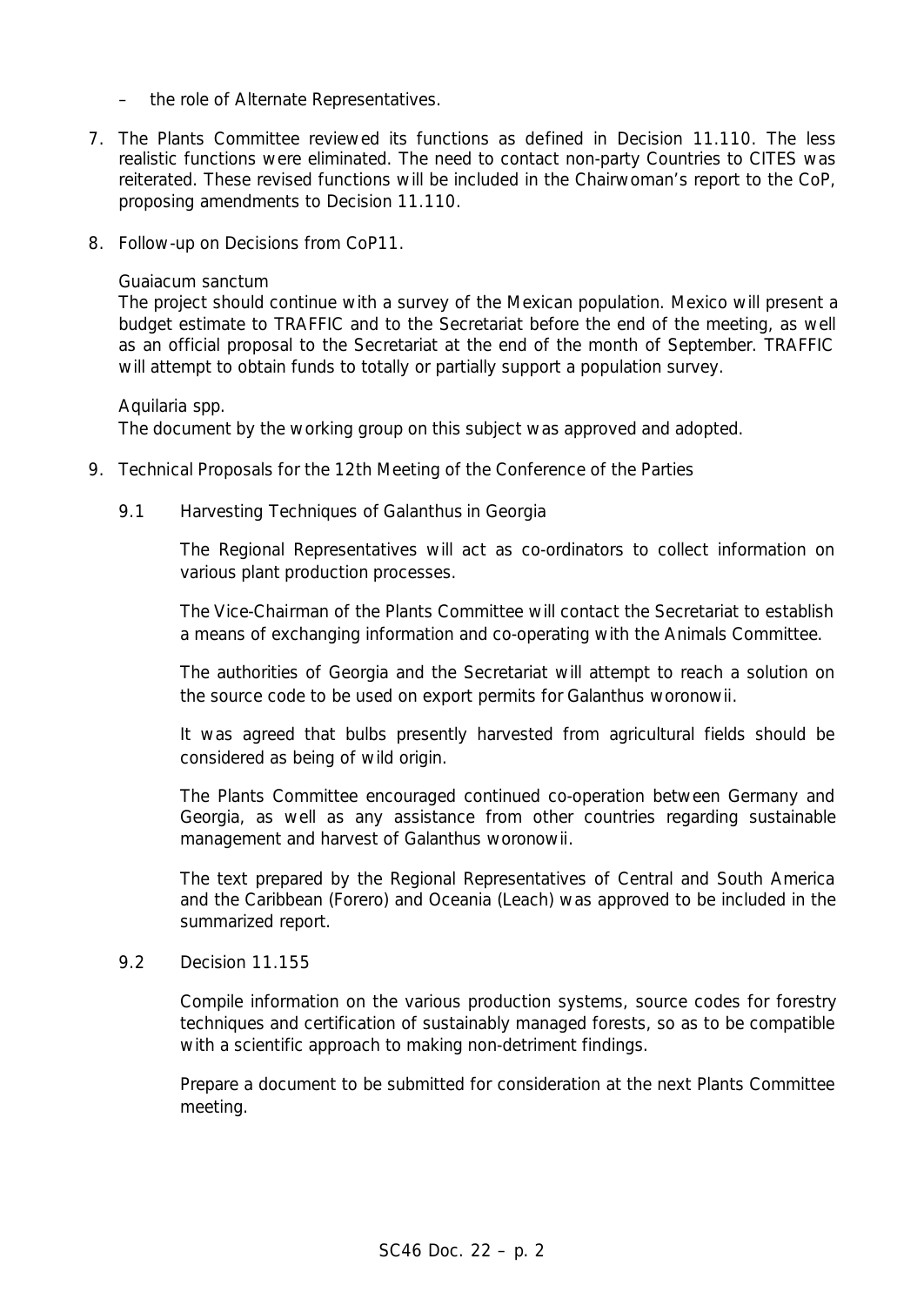– the role of Alternate Representatives.

7. The Plants Committee reviewed its functions as defined in Decision 11.110. The less realistic functions were eliminated. The need to contact non-party Countries to CITES was reiterated. These revised functions will be included in the Chairwoman's report to the CoP, proposing amendments to Decision 11.110.

8. Follow-up on Decisions from CoP11.

   *Guaiacum sanctum*
   The project should continue with a survey of the Mexican population. Mexico will present a budget estimate to TRAFFIC and to the Secretariat before the end of the meeting, as well as an official proposal to the Secretariat at the end of the month of September. TRAFFIC will attempt to obtain funds to totally or partially support a population survey.

   *Aquilaria* spp.
   The document by the working group on this subject was approved and adopted.

9. Technical Proposals for the 12th Meeting of the Conference of the Parties

   9.1 Harvesting Techniques of *Galanthus* in Georgia

   The Regional Representatives will act as co-ordinators to collect information on various plant production processes.

   The Vice-Chairman of the Plants Committee will contact the Secretariat to establish a means of exchanging information and co-operating with the Animals Committee.

   The authorities of Georgia and the Secretariat will attempt to reach a solution on the source code to be used on export permits for *Galanthus woronowii*.

   It was agreed that bulbs presently harvested from agricultural fields should be considered as being of wild origin.

   The Plants Committee encouraged continued co-operation between Germany and Georgia, as well as any assistance from other countries regarding sustainable management and harvest of *Galanthus woronowii*.

   The text prepared by the Regional Representatives of Central and South America and the Caribbean (Forero) and Oceania (Leach) was approved to be included in the summarized report.

   9.2 Decision 11.155

   Compile information on the various production systems, source codes for forestry techniques and certification of sustainably managed forests, so as to be compatible with a scientific approach to making non-detriment findings.

   Prepare a document to be submitted for consideration at the next Plants Committee meeting.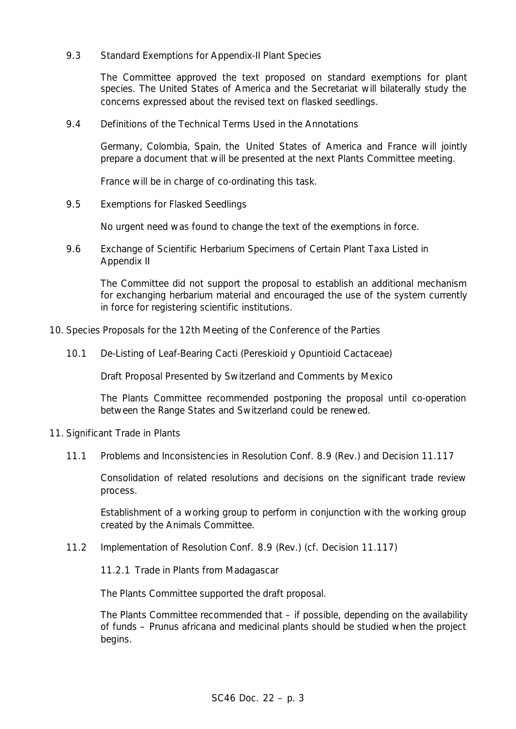9.3 Standard Exemptions for Appendix-II Plant Species

The Committee approved the text proposed on standard exemptions for plant species. The United States of America and the Secretariat will bilaterally study the concerns expressed about the revised text on flasked seedlings.

9.4 Definitions of the Technical Terms Used in the Annotations

Germany, Colombia, Spain, the United States of America and France will jointly prepare a document that will be presented at the next Plants Committee meeting.

France will be in charge of co-ordinating this task.

9.5 Exemptions for Flasked Seedlings

No urgent need was found to change the text of the exemptions in force.

9.6 Exchange of Scientific Herbarium Specimens of Certain Plant Taxa Listed in Appendix II

The Committee did not support the proposal to establish an additional mechanism for exchanging herbarium material and encouraged the use of the system currently in force for registering scientific institutions.

10. Species Proposals for the 12th Meeting of the Conference of the Parties

10.1 De-Listing of Leaf-Bearing Cacti (Pereskioid y Opuntioid Cactaceae)

Draft Proposal Presented by Switzerland and Comments by Mexico

The Plants Committee recommended postponing the proposal until co-operation between the Range States and Switzerland could be renewed.

11. Significant Trade in Plants

11.1 Problems and Inconsistencies in Resolution Conf. 8.9 (Rev.) and Decision 11.117

Consolidation of related resolutions and decisions on the significant trade review process.

Establishment of a working group to perform in conjunction with the working group created by the Animals Committee.

11.2 Implementation of Resolution Conf. 8.9 (Rev.) (cf. Decision 11.117)

11.2.1 Trade in Plants from Madagascar

The Plants Committee supported the draft proposal.

The Plants Committee recommended that – if possible, depending on the availability of funds – *Prunus africana* and medicinal plants should be studied when the project begins.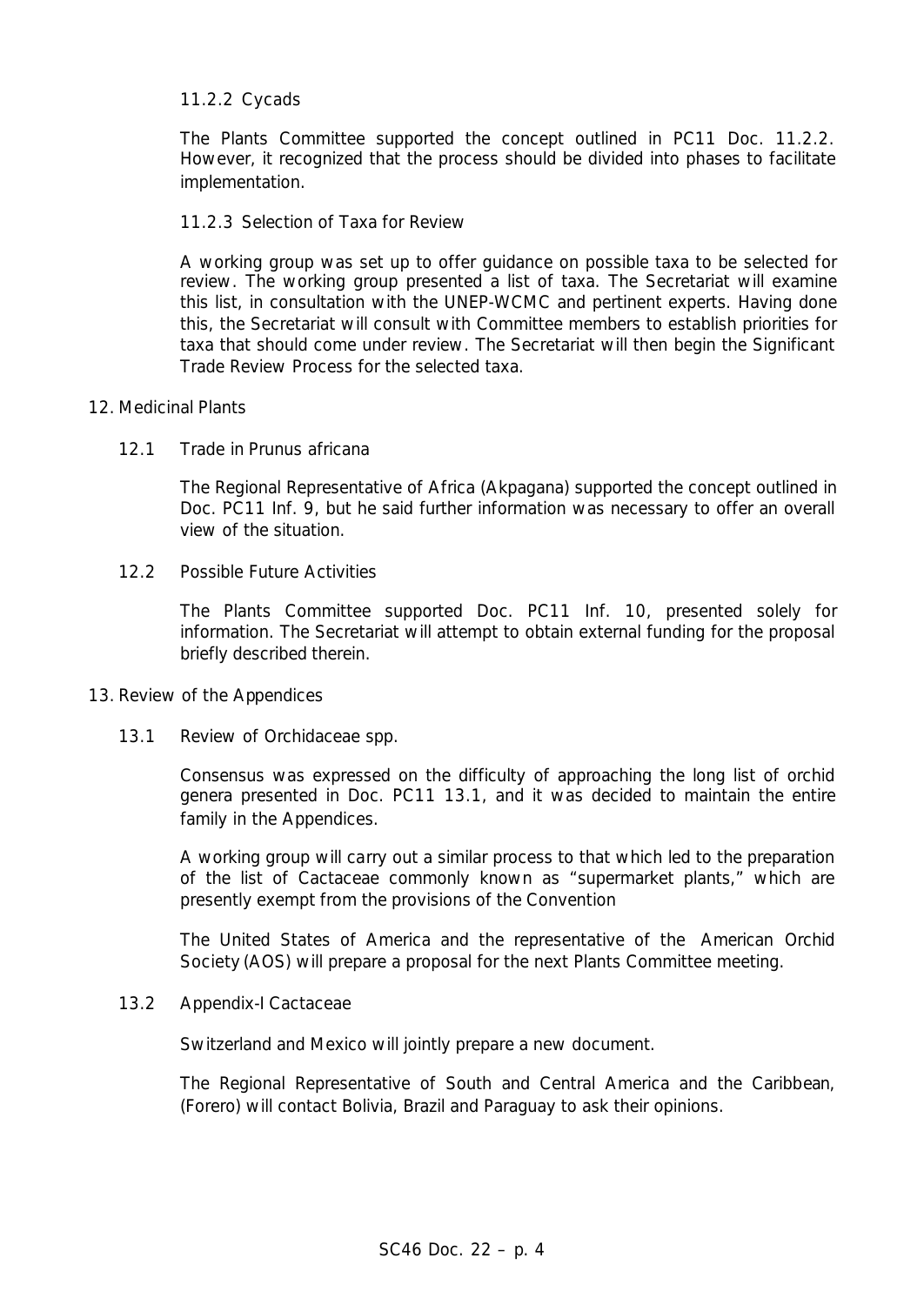11.2.2 Cycads

The Plants Committee supported the concept outlined in PC11 Doc. 11.2.2. However, it recognized that the process should be divided into phases to facilitate implementation.

11.2.3 Selection of Taxa for Review

A working group was set up to offer guidance on possible taxa to be selected for review. The working group presented a list of taxa. The Secretariat will examine this list, in consultation with the UNEP-WCMC and pertinent experts. Having done this, the Secretariat will consult with Committee members to establish priorities for taxa that should come under review. The Secretariat will then begin the Significant Trade Review Process for the selected taxa.

12. Medicinal Plants

12.1 Trade in *Prunus africana*

The Regional Representative of Africa (Akpagana) supported the concept outlined in Doc. PC11 Inf. 9, but he said further information was necessary to offer an overall view of the situation.

12.2 Possible Future Activities

The Plants Committee supported Doc. PC11 Inf. 10, presented solely for information. The Secretariat will attempt to obtain external funding for the proposal briefly described therein.

13. Review of the Appendices

13.1 Review of Orchidaceae spp.

Consensus was expressed on the difficulty of approaching the long list of orchid genera presented in Doc. PC11 13.1, and it was decided to maintain the entire family in the Appendices.

A working group will carry out a similar process to that which led to the preparation of the list of Cactaceae commonly known as "supermarket plants," which are presently exempt from the provisions of the Convention

The United States of America and the representative of the American Orchid Society (AOS) will prepare a proposal for the next Plants Committee meeting.

13.2 Appendix-I Cactaceae

Switzerland and Mexico will jointly prepare a new document.

The Regional Representative of South and Central America and the Caribbean, (Forero) will contact Bolivia, Brazil and Paraguay to ask their opinions.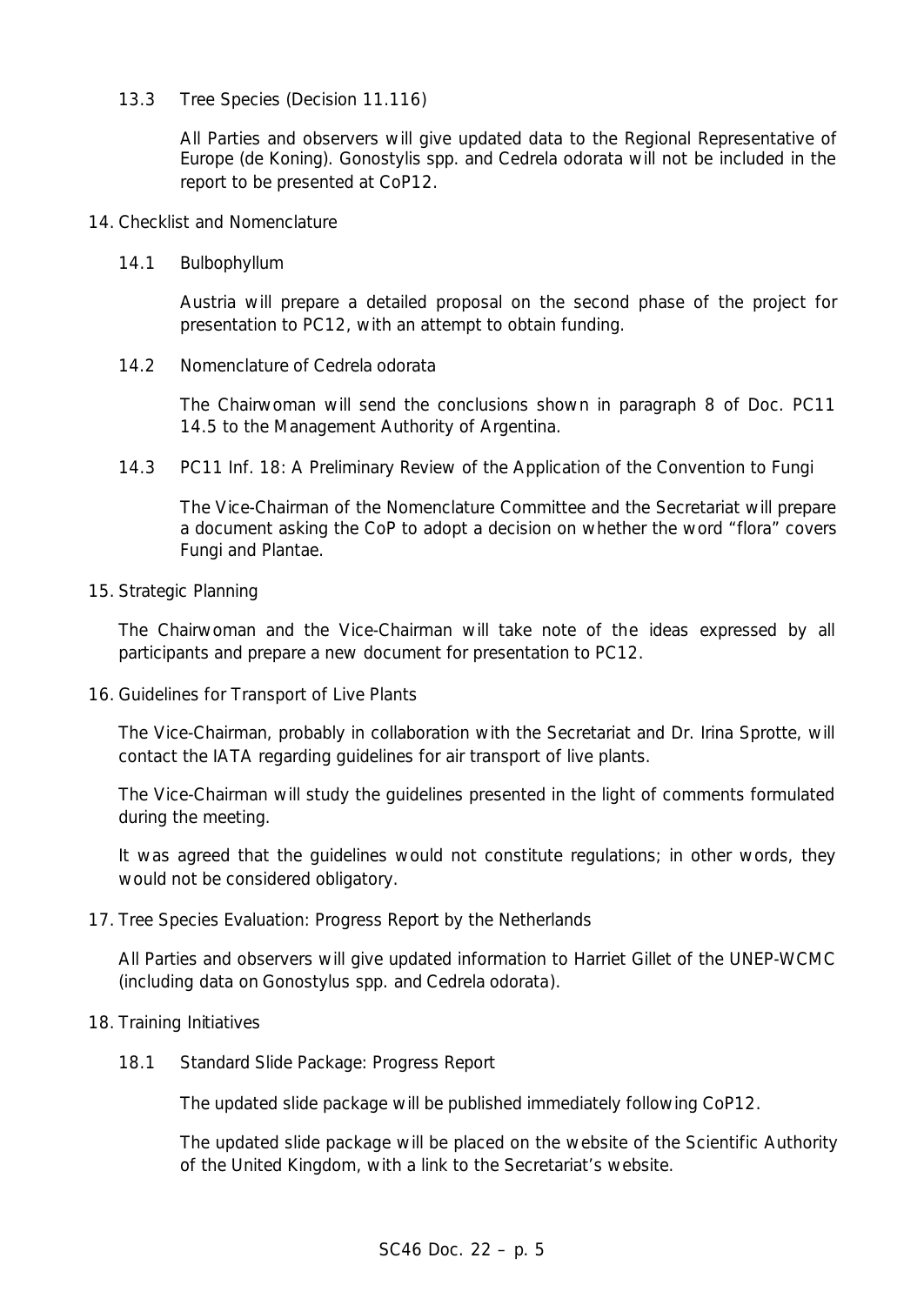13.3 Tree Species (Decision 11.116)

All Parties and observers will give updated data to the Regional Representative of Europe (de Koning). Gonostylis spp. and Cedrela odorata will not be included in the report to be presented at CoP12.

14. Checklist and Nomenclature

14.1 Bulbophyllum

Austria will prepare a detailed proposal on the second phase of the project for presentation to PC12, with an attempt to obtain funding.

14.2 Nomenclature of Cedrela odorata

The Chairwoman will send the conclusions shown in paragraph 8 of Doc. PC11 14.5 to the Management Authority of Argentina.

14.3 PC11 Inf. 18: A Preliminary Review of the Application of the Convention to Fungi

The Vice-Chairman of the Nomenclature Committee and the Secretariat will prepare a document asking the CoP to adopt a decision on whether the word "flora" covers Fungi and Plantae.

15. Strategic Planning

The Chairwoman and the Vice-Chairman will take note of the ideas expressed by all participants and prepare a new document for presentation to PC12.

16. Guidelines for Transport of Live Plants

The Vice-Chairman, probably in collaboration with the Secretariat and Dr. Irina Sprotte, will contact the IATA regarding guidelines for air transport of live plants.

The Vice-Chairman will study the guidelines presented in the light of comments formulated during the meeting.

It was agreed that the guidelines would not constitute regulations; in other words, they would not be considered obligatory.

17. Tree Species Evaluation: Progress Report by the Netherlands

All Parties and observers will give updated information to Harriet Gillet of the UNEP-WCMC (including data on Gonostylus spp. and Cedrela odorata).

18. Training Initiatives

18.1 Standard Slide Package: Progress Report

The updated slide package will be published immediately following CoP12.

The updated slide package will be placed on the website of the Scientific Authority of the United Kingdom, with a link to the Secretariat's website.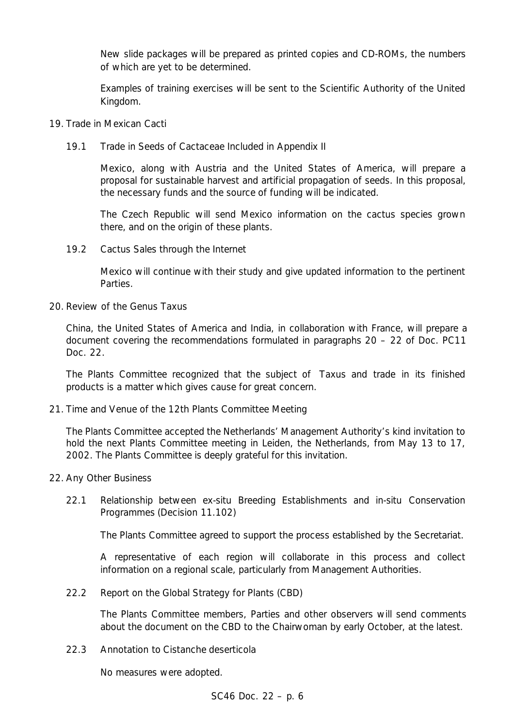New slide packages will be prepared as printed copies and CD-ROMs, the numbers of which are yet to be determined.

Examples of training exercises will be sent to the Scientific Authority of the United Kingdom.

19. Trade in Mexican Cacti

   19.1 Trade in Seeds of Cactaceae Included in Appendix II

   Mexico, along with Austria and the United States of America, will prepare a proposal for sustainable harvest and artificial propagation of seeds. In this proposal, the necessary funds and the source of funding will be indicated.

   The Czech Republic will send Mexico information on the cactus species grown there, and on the origin of these plants.

   19.2 Cactus Sales through the Internet

   Mexico will continue with their study and give updated information to the pertinent Parties.

20. Review of the Genus Taxus

   China, the United States of America and India, in collaboration with France, will prepare a document covering the recommendations formulated in paragraphs 20 – 22 of Doc. PC11 Doc. 22.

   The Plants Committee recognized that the subject of *Taxus* and trade in its finished products is a matter which gives cause for great concern.

21. Time and Venue of the 12th Plants Committee Meeting

   The Plants Committee accepted the Netherlands' Management Authority's kind invitation to hold the next Plants Committee meeting in Leiden, the Netherlands, from May 13 to 17, 2002. The Plants Committee is deeply grateful for this invitation.

22. Any Other Business

   22.1 Relationship between ex-situ Breeding Establishments and in-situ Conservation Programmes (Decision 11.102)

   The Plants Committee agreed to support the process established by the Secretariat.

   A representative of each region will collaborate in this process and collect information on a regional scale, particularly from Management Authorities.

   22.2 Report on the Global Strategy for Plants (CBD)

   The Plants Committee members, Parties and other observers will send comments about the document on the CBD to the Chairwoman by early October, at the latest.

   22.3 Annotation to *Cistanche deserticola*

   No measures were adopted.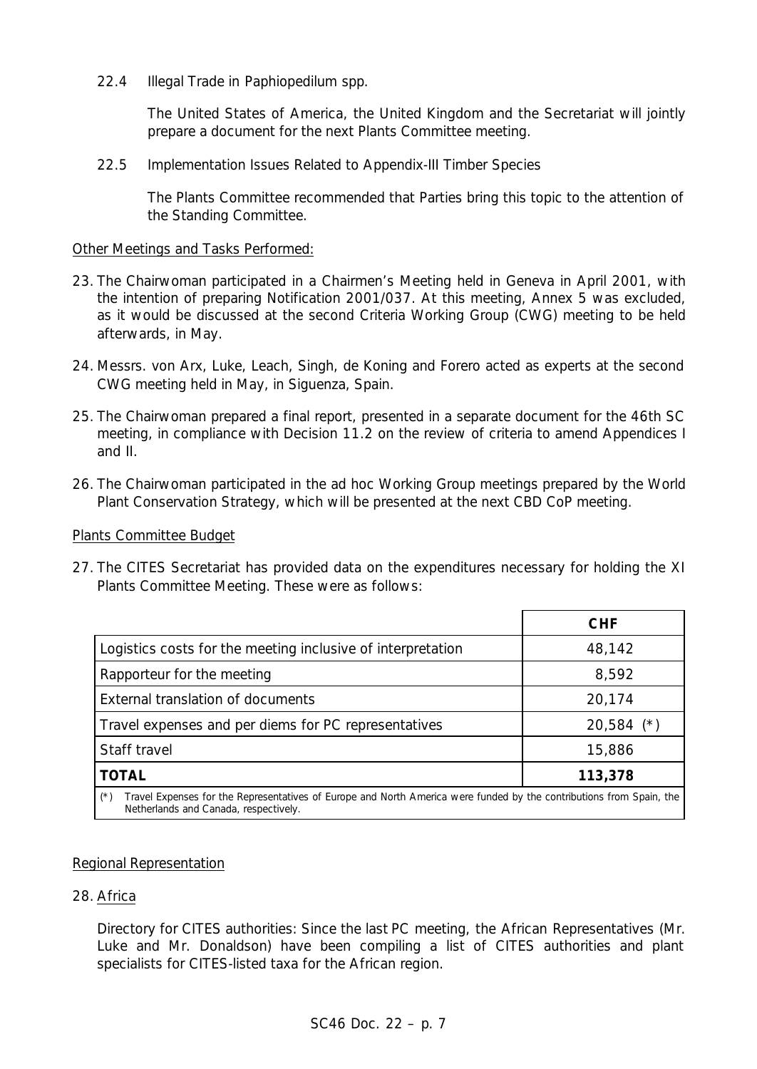22.4 Illegal Trade in *Paphiopedilum* spp.

The United States of America, the United Kingdom and the Secretariat will jointly prepare a document for the next Plants Committee meeting.

22.5 Implementation Issues Related to Appendix-III Timber Species

The Plants Committee recommended that Parties bring this topic to the attention of the Standing Committee.

<u>Other Meetings and Tasks Performed:</u>

23. The Chairwoman participated in a Chairmen's Meeting held in Geneva in April 2001, with the intention of preparing Notification 2001/037. At this meeting, Annex 5 was excluded, as it would be discussed at the second Criteria Working Group (CWG) meeting to be held afterwards, in May.

24. Messrs. von Arx, Luke, Leach, Singh, de Koning and Forero acted as experts at the second CWG meeting held in May, in Siguenza, Spain.

25. The Chairwoman prepared a final report, presented in a separate document for the 46th SC meeting, in compliance with Decision 11.2 on the review of criteria to amend Appendices I and II.

26. The Chairwoman participated in the ad hoc Working Group meetings prepared by the World Plant Conservation Strategy, which will be presented at the next CBD CoP meeting.

<u>Plants Committee Budget</u>

27. The CITES Secretariat has provided data on the expenditures necessary for holding the XI Plants Committee Meeting. These were as follows:

| | **CHF** |
|---|---|
| Logistics costs for the meeting inclusive of interpretation | 48,142 |
| Rapporteur for the meeting | 8,592 |
| External translation of documents | 20,174 |
| Travel expenses and per diems for PC representatives | 20,584 (*) |
| Staff travel | 15,886 |
| **TOTAL** | **113,378** |

(*) Travel Expenses for the Representatives of Europe and North America were funded by the contributions from Spain, the Netherlands and Canada, respectively.

<u>Regional Representation</u>

28. <u>Africa</u>

Directory for CITES authorities: Since the last PC meeting, the African Representatives (Mr. Luke and Mr. Donaldson) have been compiling a list of CITES authorities and plant specialists for CITES-listed taxa for the African region.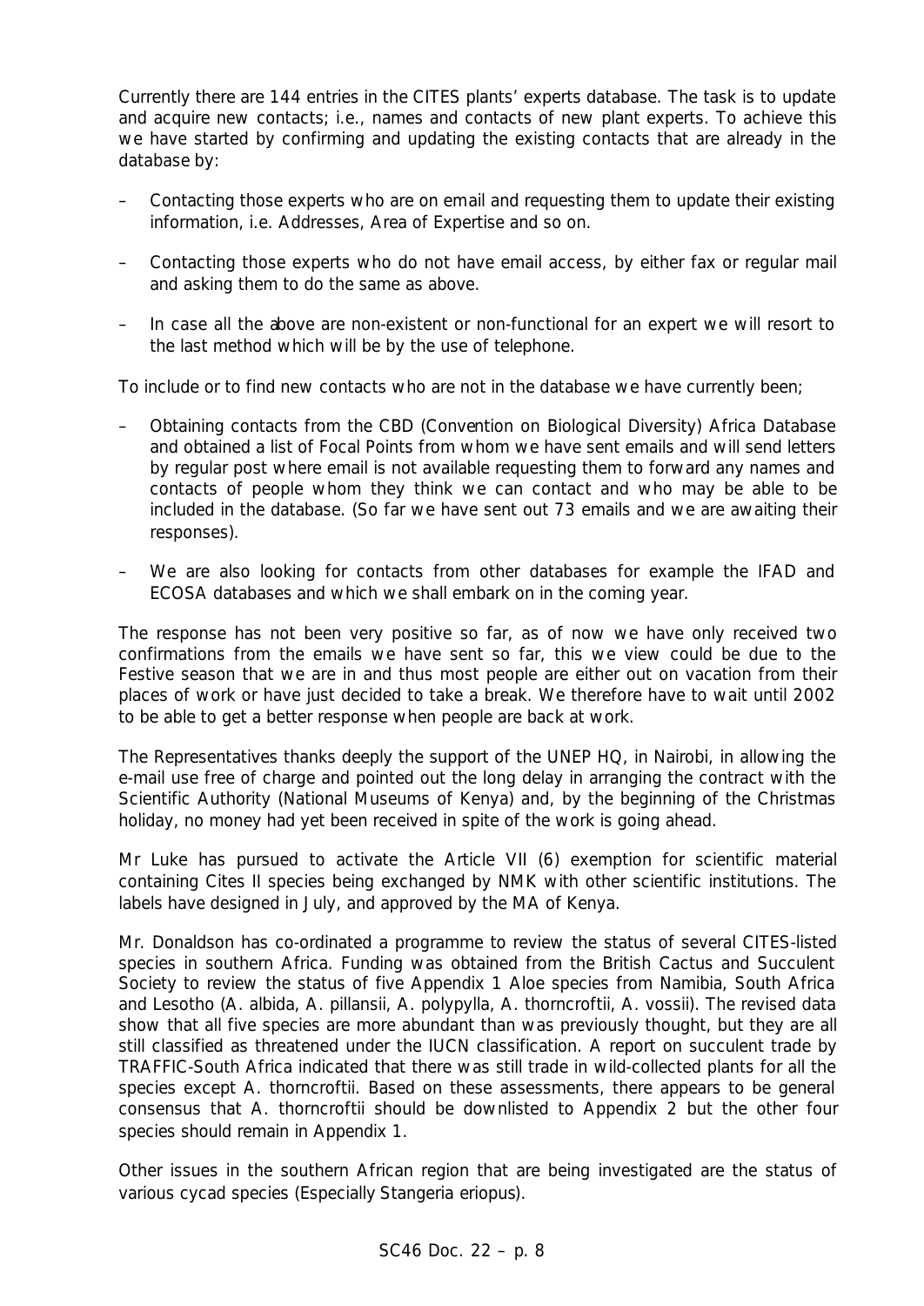Currently there are 144 entries in the CITES plants' experts database. The task is to update and acquire new contacts; i.e., names and contacts of new plant experts. To achieve this we have started by confirming and updating the existing contacts that are already in the database by:

- Contacting those experts who are on email and requesting them to update their existing information, i.e. Addresses, Area of Expertise and so on.

- Contacting those experts who do not have email access, by either fax or regular mail and asking them to do the same as above.

- In case all the above are non-existent or non-functional for an expert we will resort to the last method which will be by the use of telephone.

To include or to find new contacts who are not in the database we have currently been;

- Obtaining contacts from the CBD (Convention on Biological Diversity) Africa Database and obtained a list of Focal Points from whom we have sent emails and will send letters by regular post where email is not available requesting them to forward any names and contacts of people whom they think we can contact and who may be able to be included in the database. (So far we have sent out 73 emails and we are awaiting their responses).

- We are also looking for contacts from other databases for example the IFAD and ECOSA databases and which we shall embark on in the coming year.

The response has not been very positive so far, as of now we have only received two confirmations from the emails we have sent so far, this we view could be due to the Festive season that we are in and thus most people are either out on vacation from their places of work or have just decided to take a break. We therefore have to wait until 2002 to be able to get a better response when people are back at work.

The Representatives thanks deeply the support of the UNEP HQ, in Nairobi, in allowing the e-mail use free of charge and pointed out the long delay in arranging the contract with the Scientific Authority (National Museums of Kenya) and, by the beginning of the Christmas holiday, no money had yet been received in spite of the work is going ahead.

Mr Luke has pursued to activate the Article VII (6) exemption for scientific material containing Cites II species being exchanged by NMK with other scientific institutions. The labels have designed in July, and approved by the MA of Kenya.

Mr. Donaldson has co-ordinated a programme to review the status of several CITES-listed species in southern Africa. Funding was obtained from the British Cactus and Succulent Society to review the status of five Appendix 1 Aloe species from Namibia, South Africa and Lesotho (A. albida, A. pillansii, A. polypylla, A. thorncroftii, A. vossii). The revised data show that all five species are more abundant than was previously thought, but they are all still classified as threatened under the IUCN classification. A report on succulent trade by TRAFFIC-South Africa indicated that there was still trade in wild-collected plants for all the species except A. thorncroftii. Based on these assessments, there appears to be general consensus that A. thorncroftii should be downlisted to Appendix 2 but the other four species should remain in Appendix 1.

Other issues in the southern African region that are being investigated are the status of various cycad species (Especially Stangeria eriopus).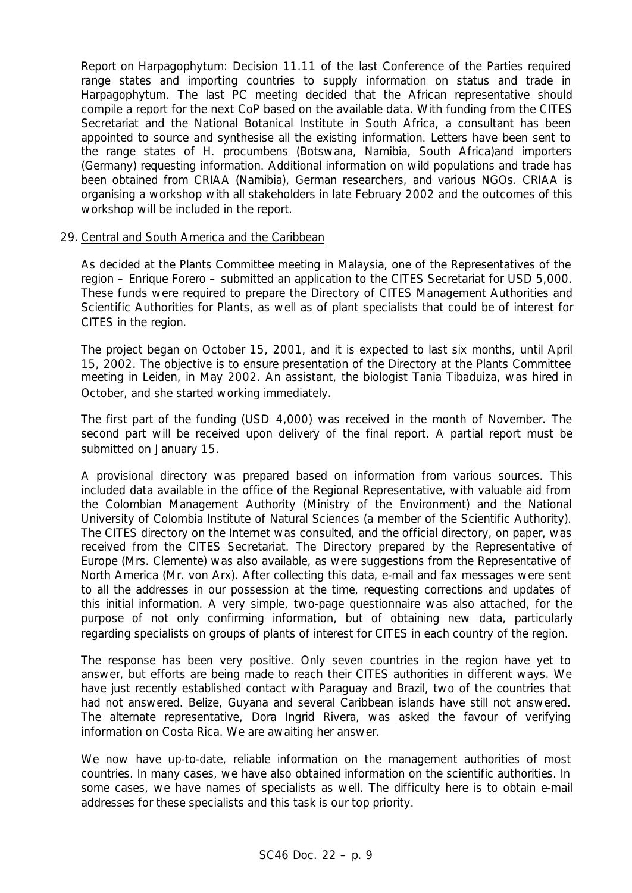Report on Harpagophytum: Decision 11.11 of the last Conference of the Parties required range states and importing countries to supply information on status and trade in Harpagophytum. The last PC meeting decided that the African representative should compile a report for the next CoP based on the available data. With funding from the CITES Secretariat and the National Botanical Institute in South Africa, a consultant has been appointed to source and synthesise all the existing information. Letters have been sent to the range states of H. procumbens (Botswana, Namibia, South Africa)and importers (Germany) requesting information. Additional information on wild populations and trade has been obtained from CRIAA (Namibia), German researchers, and various NGOs. CRIAA is organising a workshop with all stakeholders in late February 2002 and the outcomes of this workshop will be included in the report.

29. Central and South America and the Caribbean

As decided at the Plants Committee meeting in Malaysia, one of the Representatives of the region – Enrique Forero – submitted an application to the CITES Secretariat for USD 5,000. These funds were required to prepare the Directory of CITES Management Authorities and Scientific Authorities for Plants, as well as of plant specialists that could be of interest for CITES in the region.

The project began on October 15, 2001, and it is expected to last six months, until April 15, 2002. The objective is to ensure presentation of the Directory at the Plants Committee meeting in Leiden, in May 2002. An assistant, the biologist Tania Tibaduiza, was hired in October, and she started working immediately.

The first part of the funding (USD 4,000) was received in the month of November. The second part will be received upon delivery of the final report. A partial report must be submitted on January 15.

A provisional directory was prepared based on information from various sources. This included data available in the office of the Regional Representative, with valuable aid from the Colombian Management Authority (Ministry of the Environment) and the National University of Colombia Institute of Natural Sciences (a member of the Scientific Authority). The CITES directory on the Internet was consulted, and the official directory, on paper, was received from the CITES Secretariat. The Directory prepared by the Representative of Europe (Mrs. Clemente) was also available, as were suggestions from the Representative of North America (Mr. von Arx). After collecting this data, e-mail and fax messages were sent to all the addresses in our possession at the time, requesting corrections and updates of this initial information. A very simple, two-page questionnaire was also attached, for the purpose of not only confirming information, but of obtaining new data, particularly regarding specialists on groups of plants of interest for CITES in each country of the region.

The response has been very positive. Only seven countries in the region have yet to answer, but efforts are being made to reach their CITES authorities in different ways. We have just recently established contact with Paraguay and Brazil, two of the countries that had not answered. Belize, Guyana and several Caribbean islands have still not answered. The alternate representative, Dora Ingrid Rivera, was asked the favour of verifying information on Costa Rica. We are awaiting her answer.

We now have up-to-date, reliable information on the management authorities of most countries. In many cases, we have also obtained information on the scientific authorities. In some cases, we have names of specialists as well. The difficulty here is to obtain e-mail addresses for these specialists and this task is our top priority.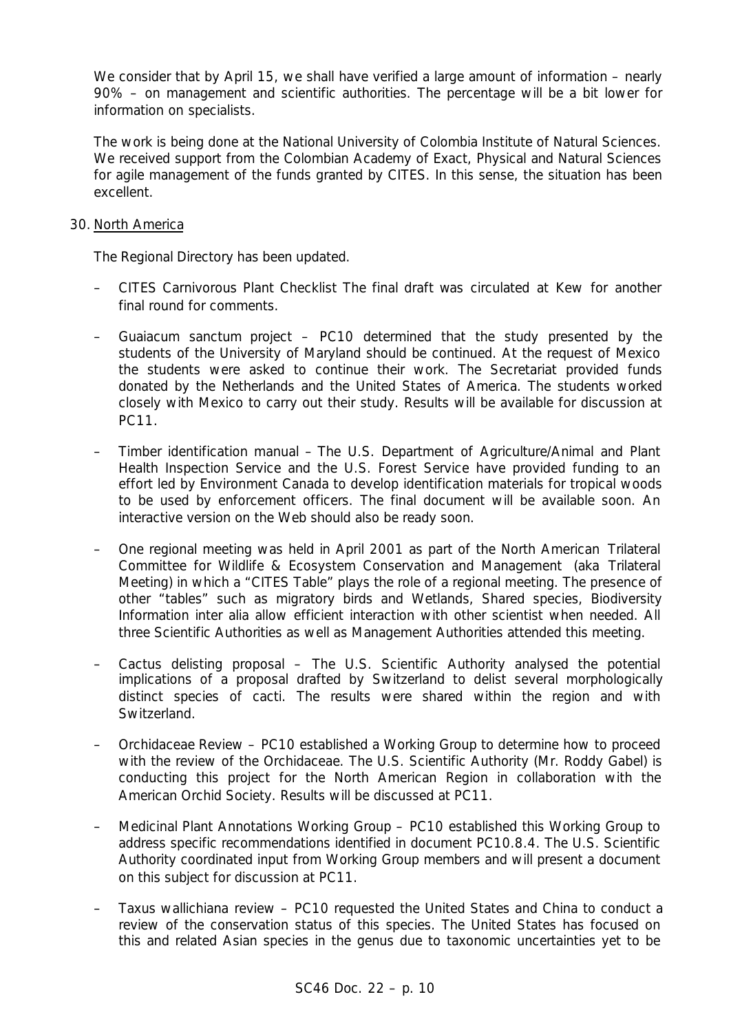We consider that by April 15, we shall have verified a large amount of information – nearly 90% – on management and scientific authorities. The percentage will be a bit lower for information on specialists.

The work is being done at the National University of Colombia Institute of Natural Sciences. We received support from the Colombian Academy of Exact, Physical and Natural Sciences for agile management of the funds granted by CITES. In this sense, the situation has been excellent.

30. North America

The Regional Directory has been updated.

- CITES Carnivorous Plant Checklist The final draft was circulated at Kew for another final round for comments.

- *Guaiacum sanctum* project – PC10 determined that the study presented by the students of the University of Maryland should be continued. At the request of Mexico the students were asked to continue their work. The Secretariat provided funds donated by the Netherlands and the United States of America. The students worked closely with Mexico to carry out their study. Results will be available for discussion at PC11.

- Timber identification manual – The U.S. Department of Agriculture/Animal and Plant Health Inspection Service and the U.S. Forest Service have provided funding to an effort led by Environment Canada to develop identification materials for tropical woods to be used by enforcement officers. The final document will be available soon. An interactive version on the Web should also be ready soon.

- One regional meeting was held in April 2001 as part of the North American Trilateral Committee for Wildlife & Ecosystem Conservation and Management (aka Trilateral Meeting) in which a "CITES Table" plays the role of a regional meeting. The presence of other "tables" such as migratory birds and Wetlands, Shared species, Biodiversity Information inter alia allow efficient interaction with other scientist when needed. All three Scientific Authorities as well as Management Authorities attended this meeting.

- Cactus delisting proposal – The U.S. Scientific Authority analysed the potential implications of a proposal drafted by Switzerland to delist several morphologically distinct species of cacti. The results were shared within the region and with Switzerland.

- Orchidaceae Review – PC10 established a Working Group to determine how to proceed with the review of the Orchidaceae. The U.S. Scientific Authority (Mr. Roddy Gabel) is conducting this project for the North American Region in collaboration with the American Orchid Society. Results will be discussed at PC11.

- Medicinal Plant Annotations Working Group – PC10 established this Working Group to address specific recommendations identified in document PC10.8.4. The U.S. Scientific Authority coordinated input from Working Group members and will present a document on this subject for discussion at PC11.

- *Taxus wallichiana* review – PC10 requested the United States and China to conduct a review of the conservation status of this species. The United States has focused on this and related Asian species in the genus due to taxonomic uncertainties yet to be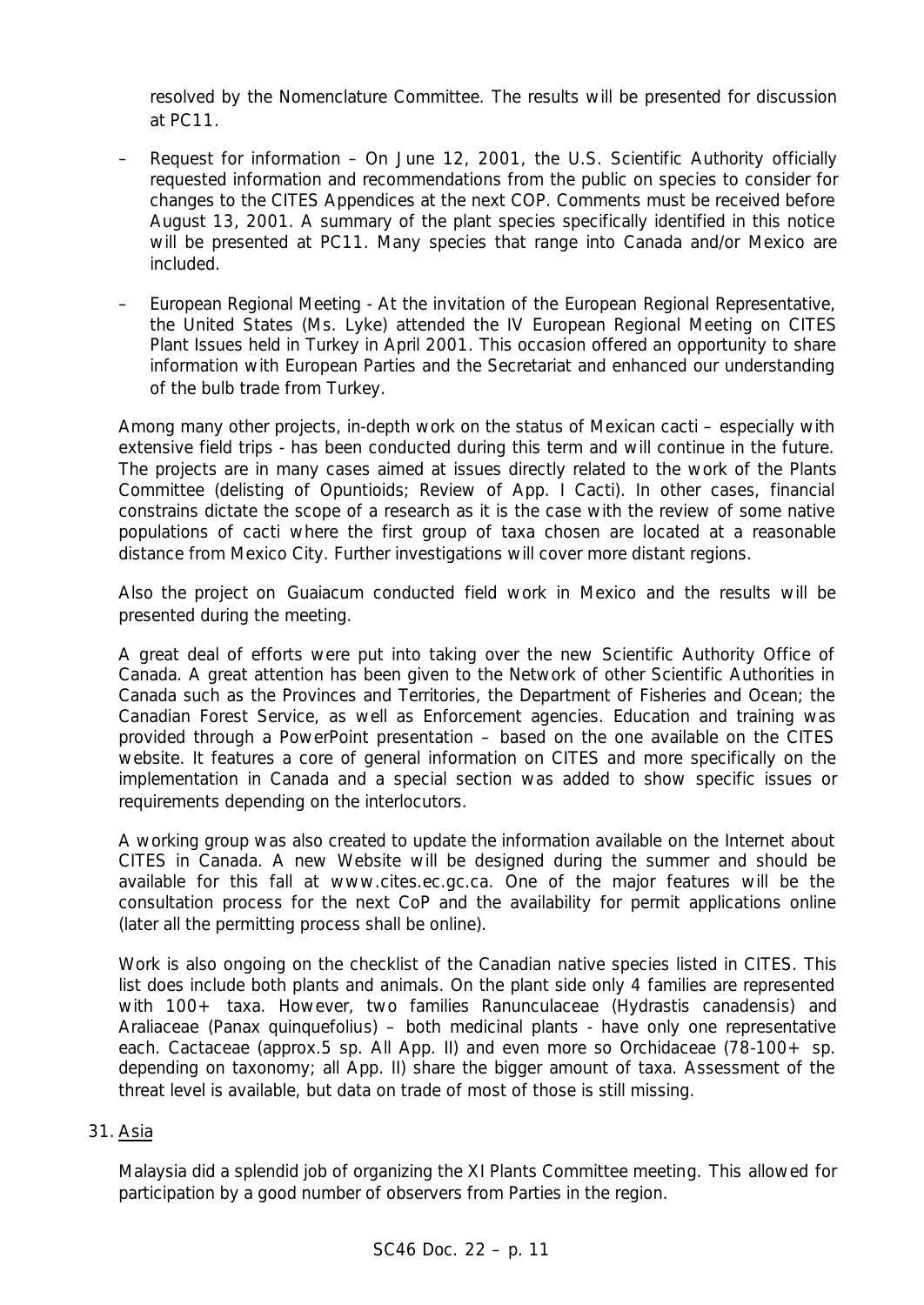resolved by the Nomenclature Committee. The results will be presented for discussion at PC11.

- Request for information – On June 12, 2001, the U.S. Scientific Authority officially requested information and recommendations from the public on species to consider for changes to the CITES Appendices at the next COP. Comments must be received before August 13, 2001. A summary of the plant species specifically identified in this notice will be presented at PC11. Many species that range into Canada and/or Mexico are included.

- European Regional Meeting - At the invitation of the European Regional Representative, the United States (Ms. Lyke) attended the IV European Regional Meeting on CITES Plant Issues held in Turkey in April 2001. This occasion offered an opportunity to share information with European Parties and the Secretariat and enhanced our understanding of the bulb trade from Turkey.

Among many other projects, in-depth work on the status of Mexican cacti – especially with extensive field trips - has been conducted during this term and will continue in the future. The projects are in many cases aimed at issues directly related to the work of the Plants Committee (delisting of Opuntioids; Review of App. I Cacti). In other cases, financial constrains dictate the scope of a research as it is the case with the review of some native populations of cacti where the first group of taxa chosen are located at a reasonable distance from Mexico City. Further investigations will cover more distant regions.

Also the project on *Guaiacum* conducted field work in Mexico and the results will be presented during the meeting.

A great deal of efforts were put into taking over the new Scientific Authority Office of Canada. A great attention has been given to the Network of other Scientific Authorities in Canada such as the Provinces and Territories, the Department of Fisheries and Ocean; the Canadian Forest Service, as well as Enforcement agencies. Education and training was provided through a PowerPoint presentation – based on the one available on the CITES website. It features a core of general information on CITES and more specifically on the implementation in Canada and a special section was added to show specific issues or requirements depending on the interlocutors.

A working group was also created to update the information available on the Internet about CITES in Canada. A new Website will be designed during the summer and should be available for this fall at www.cites.ec.gc.ca. One of the major features will be the consultation process for the next CoP and the availability for permit applications online (later all the permitting process shall be online).

Work is also ongoing on the checklist of the Canadian native species listed in CITES. This list does include both plants and animals. On the plant side only 4 families are represented with 100+ taxa. However, two families Ranunculaceae (*Hydrastis canadensis*) and Araliaceae (*Panax quinquefolius*) – both medicinal plants - have only one representative each. Cactaceae (approx.5 sp. All App. II) and even more so Orchidaceae (78-100+ sp. depending on taxonomy; all App. II) share the bigger amount of taxa. Assessment of the threat level is available, but data on trade of most of those is still missing.

31. Asia

Malaysia did a splendid job of organizing the XI Plants Committee meeting. This allowed for participation by a good number of observers from Parties in the region.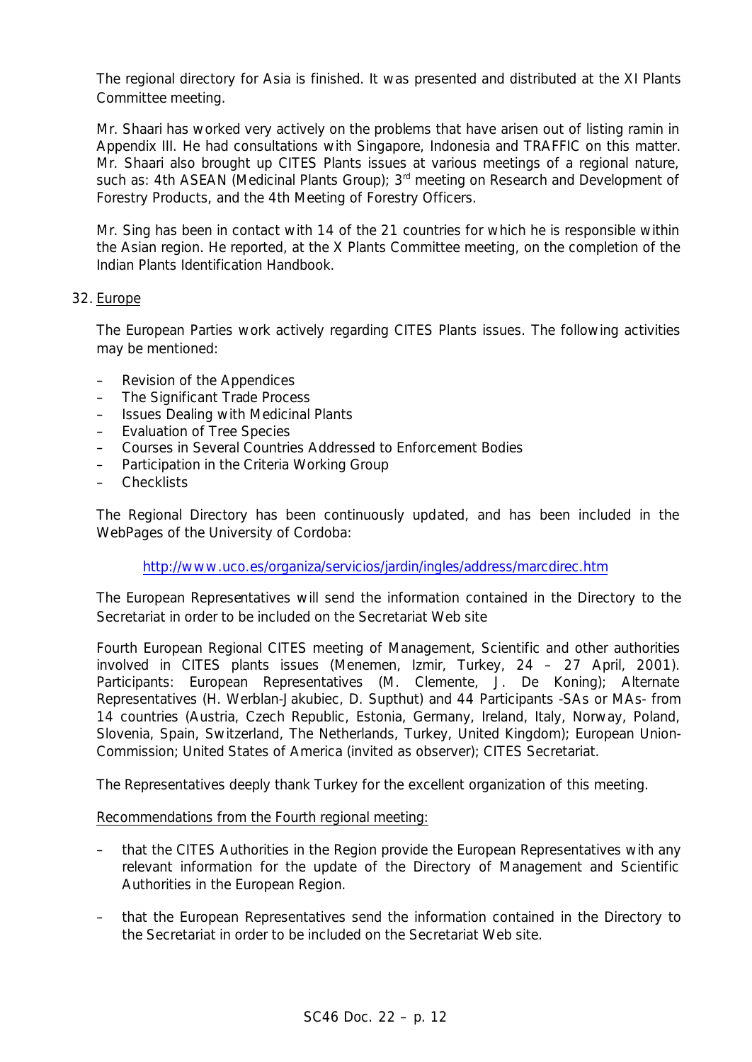The regional directory for Asia is finished. It was presented and distributed at the XI Plants Committee meeting.

Mr. Shaari has worked very actively on the problems that have arisen out of listing ramin in Appendix III. He had consultations with Singapore, Indonesia and TRAFFIC on this matter. Mr. Shaari also brought up CITES Plants issues at various meetings of a regional nature, such as: 4th ASEAN (Medicinal Plants Group); 3rd meeting on Research and Development of Forestry Products, and the 4th Meeting of Forestry Officers.

Mr. Sing has been in contact with 14 of the 21 countries for which he is responsible within the Asian region. He reported, at the X Plants Committee meeting, on the completion of the Indian Plants Identification Handbook.

32. Europe

The European Parties work actively regarding CITES Plants issues. The following activities may be mentioned:

- Revision of the Appendices
- The Significant Trade Process
- Issues Dealing with Medicinal Plants
- Evaluation of Tree Species
- Courses in Several Countries Addressed to Enforcement Bodies
- Participation in the Criteria Working Group
- Checklists

The Regional Directory has been continuously updated, and has been included in the WebPages of the University of Cordoba:

http://www.uco.es/organiza/servicios/jardin/ingles/address/marcdirec.htm

The European Representatives will send the information contained in the Directory to the Secretariat in order to be included on the Secretariat Web site

Fourth European Regional CITES meeting of Management, Scientific and other authorities involved in CITES plants issues (Menemen, Izmir, Turkey, 24 – 27 April, 2001). Participants: European Representatives (M. Clemente, J. De Koning); Alternate Representatives (H. Werblan-Jakubiec, D. Supthut) and 44 Participants -SAs or MAs- from 14 countries (Austria, Czech Republic, Estonia, Germany, Ireland, Italy, Norway, Poland, Slovenia, Spain, Switzerland, The Netherlands, Turkey, United Kingdom); European Union-Commission; United States of America (invited as observer); CITES Secretariat.

The Representatives deeply thank Turkey for the excellent organization of this meeting.

Recommendations from the Fourth regional meeting:

- that the CITES Authorities in the Region provide the European Representatives with any relevant information for the update of the Directory of Management and Scientific Authorities in the European Region.
- that the European Representatives send the information contained in the Directory to the Secretariat in order to be included on the Secretariat Web site.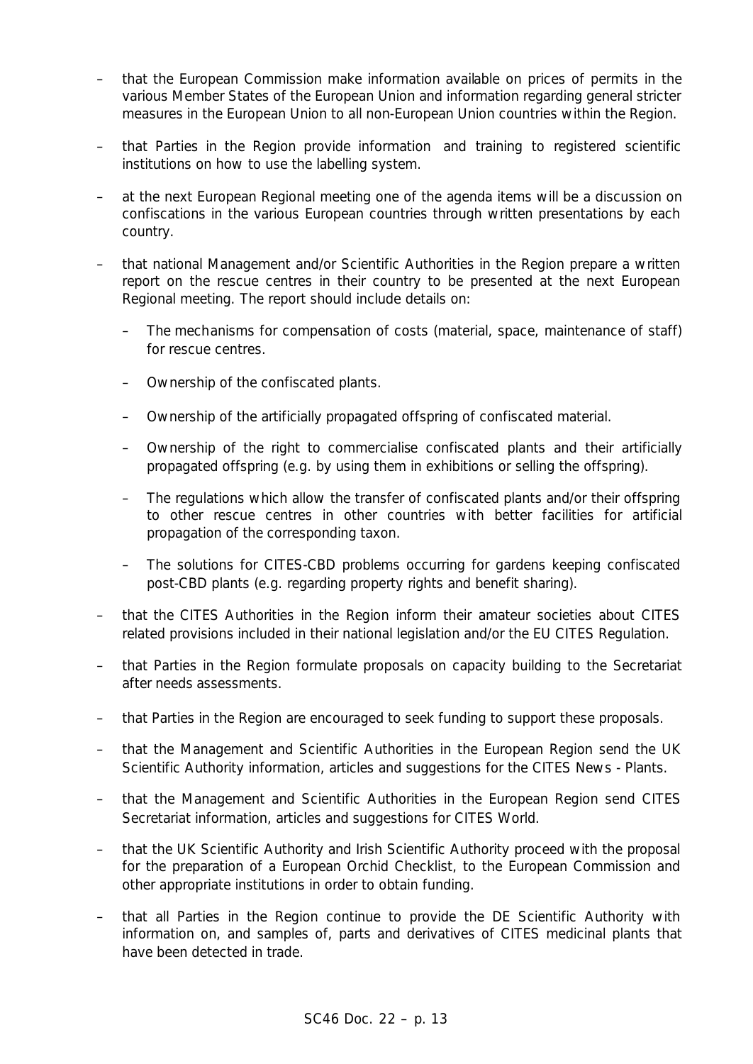- that the European Commission make information available on prices of permits in the various Member States of the European Union and information regarding general stricter measures in the European Union to all non-European Union countries within the Region.
- that Parties in the Region provide information and training to registered scientific institutions on how to use the labelling system.
- at the next European Regional meeting one of the agenda items will be a discussion on confiscations in the various European countries through written presentations by each country.
- that national Management and/or Scientific Authorities in the Region prepare a written report on the rescue centres in their country to be presented at the next European Regional meeting. The report should include details on:
  - The mechanisms for compensation of costs (material, space, maintenance of staff) for rescue centres.
  - Ownership of the confiscated plants.
  - Ownership of the artificially propagated offspring of confiscated material.
  - Ownership of the right to commercialise confiscated plants and their artificially propagated offspring (e.g. by using them in exhibitions or selling the offspring).
  - The regulations which allow the transfer of confiscated plants and/or their offspring to other rescue centres in other countries with better facilities for artificial propagation of the corresponding taxon.
  - The solutions for CITES-CBD problems occurring for gardens keeping confiscated post-CBD plants (e.g. regarding property rights and benefit sharing).
- that the CITES Authorities in the Region inform their amateur societies about CITES related provisions included in their national legislation and/or the EU CITES Regulation.
- that Parties in the Region formulate proposals on capacity building to the Secretariat after needs assessments.
- that Parties in the Region are encouraged to seek funding to support these proposals.
- that the Management and Scientific Authorities in the European Region send the UK Scientific Authority information, articles and suggestions for the CITES News - Plants.
- that the Management and Scientific Authorities in the European Region send CITES Secretariat information, articles and suggestions for CITES World.
- that the UK Scientific Authority and Irish Scientific Authority proceed with the proposal for the preparation of a European Orchid Checklist, to the European Commission and other appropriate institutions in order to obtain funding.
- that all Parties in the Region continue to provide the DE Scientific Authority with information on, and samples of, parts and derivatives of CITES medicinal plants that have been detected in trade.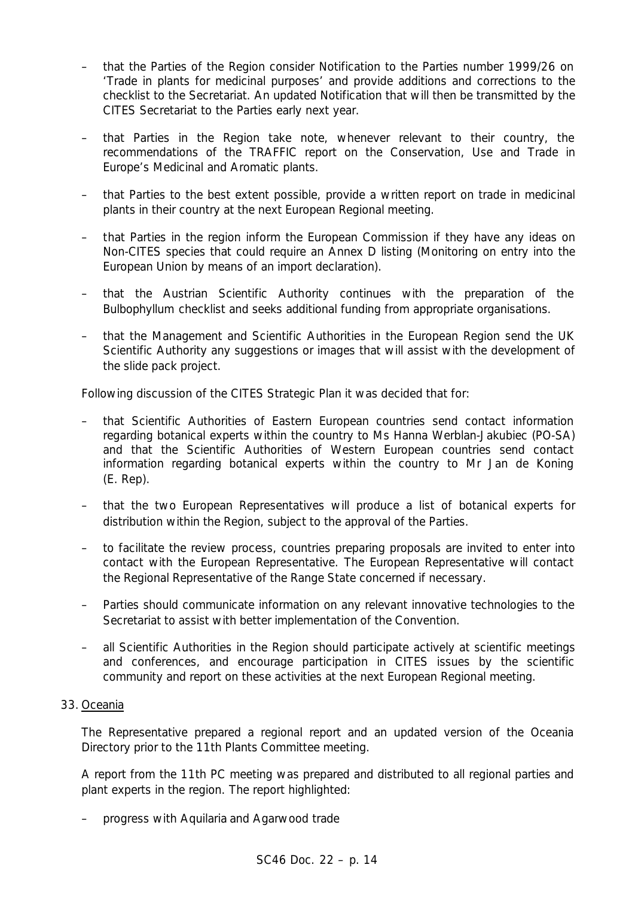- that the Parties of the Region consider Notification to the Parties number 1999/26 on 'Trade in plants for medicinal purposes' and provide additions and corrections to the checklist to the Secretariat. An updated Notification that will then be transmitted by the CITES Secretariat to the Parties early next year.
- that Parties in the Region take note, whenever relevant to their country, the recommendations of the TRAFFIC report on the Conservation, Use and Trade in Europe's Medicinal and Aromatic plants.
- that Parties to the best extent possible, provide a written report on trade in medicinal plants in their country at the next European Regional meeting.
- that Parties in the region inform the European Commission if they have any ideas on Non-CITES species that could require an Annex D listing (Monitoring on entry into the European Union by means of an import declaration).
- that the Austrian Scientific Authority continues with the preparation of the *Bulbophyllum* checklist and seeks additional funding from appropriate organisations.
- that the Management and Scientific Authorities in the European Region send the UK Scientific Authority any suggestions or images that will assist with the development of the slide pack project.

Following discussion of the CITES Strategic Plan it was decided that for:

- that Scientific Authorities of Eastern European countries send contact information regarding botanical experts within the country to Ms Hanna Werblan-Jakubiec (PO-SA) and that the Scientific Authorities of Western European countries send contact information regarding botanical experts within the country to Mr Jan de Koning (E. Rep).
- that the two European Representatives will produce a list of botanical experts for distribution within the Region, subject to the approval of the Parties.
- to facilitate the review process, countries preparing proposals are invited to enter into contact with the European Representative. The European Representative will contact the Regional Representative of the Range State concerned if necessary.
- Parties should communicate information on any relevant innovative technologies to the Secretariat to assist with better implementation of the Convention.
- all Scientific Authorities in the Region should participate actively at scientific meetings and conferences, and encourage participation in CITES issues by the scientific community and report on these activities at the next European Regional meeting.

33. <u>Oceania</u>

The Representative prepared a regional report and an updated version of the Oceania Directory prior to the 11th Plants Committee meeting.

A report from the 11th PC meeting was prepared and distributed to all regional parties and plant experts in the region. The report highlighted:

- progress with *Aquilaria* and Agarwood trade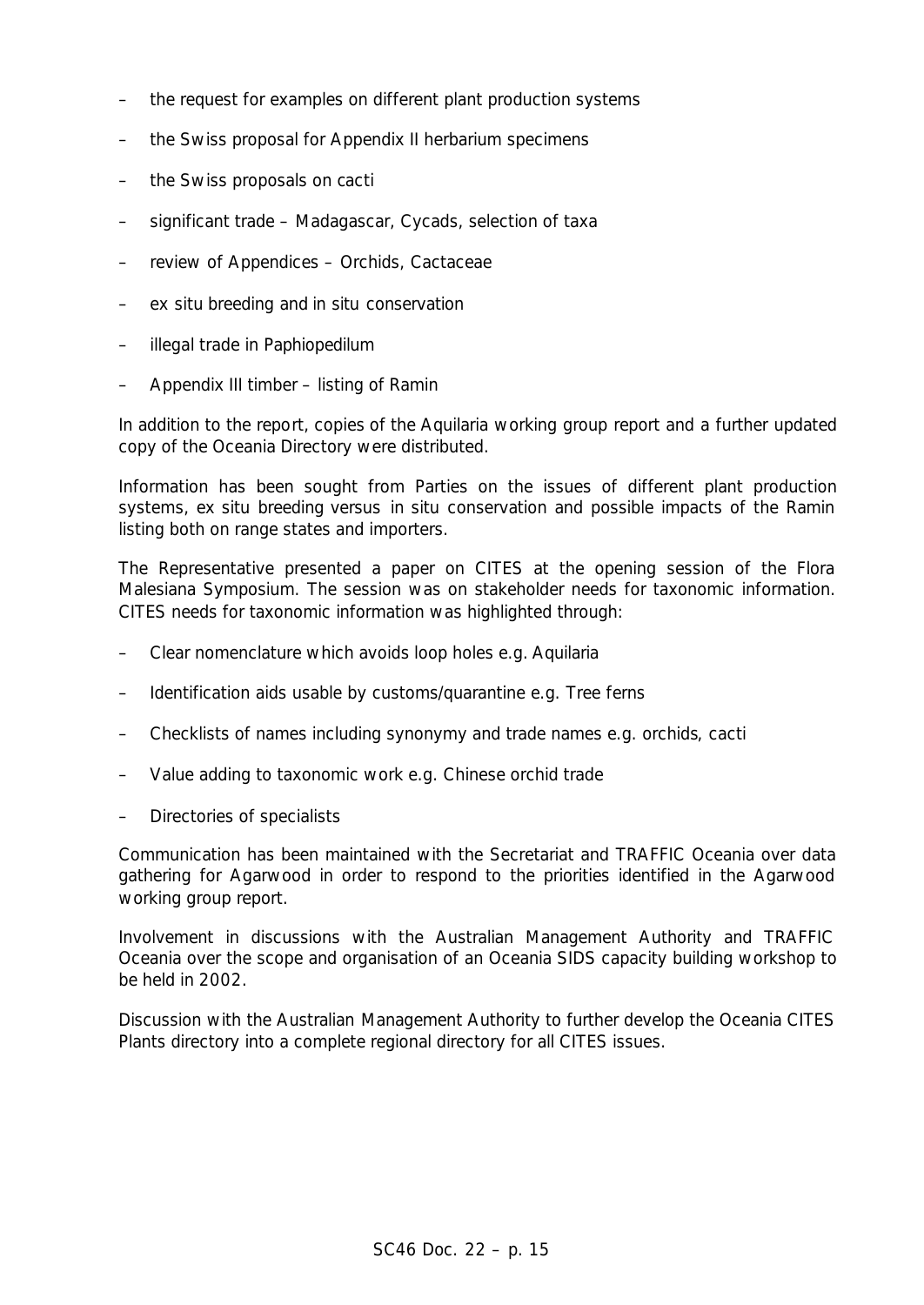- the request for examples on different plant production systems
- the Swiss proposal for Appendix II herbarium specimens
- the Swiss proposals on cacti
- significant trade – Madagascar, Cycads, selection of taxa
- review of Appendices – Orchids, Cactaceae
- ex situ breeding and in situ conservation
- illegal trade in Paphiopedilum
- Appendix III timber – listing of Ramin

In addition to the report, copies of the Aquilaria working group report and a further updated copy of the Oceania Directory were distributed.

Information has been sought from Parties on the issues of different plant production systems, ex situ breeding versus in situ conservation and possible impacts of the Ramin listing both on range states and importers.

The Representative presented a paper on CITES at the opening session of the Flora Malesiana Symposium. The session was on stakeholder needs for taxonomic information. CITES needs for taxonomic information was highlighted through:

- Clear nomenclature which avoids loop holes e.g. Aquilaria
- Identification aids usable by customs/quarantine e.g. Tree ferns
- Checklists of names including synonymy and trade names e.g. orchids, cacti
- Value adding to taxonomic work e.g. Chinese orchid trade
- Directories of specialists

Communication has been maintained with the Secretariat and TRAFFIC Oceania over data gathering for Agarwood in order to respond to the priorities identified in the Agarwood working group report.

Involvement in discussions with the Australian Management Authority and TRAFFIC Oceania over the scope and organisation of an Oceania SIDS capacity building workshop to be held in 2002.

Discussion with the Australian Management Authority to further develop the Oceania CITES Plants directory into a complete regional directory for all CITES issues.